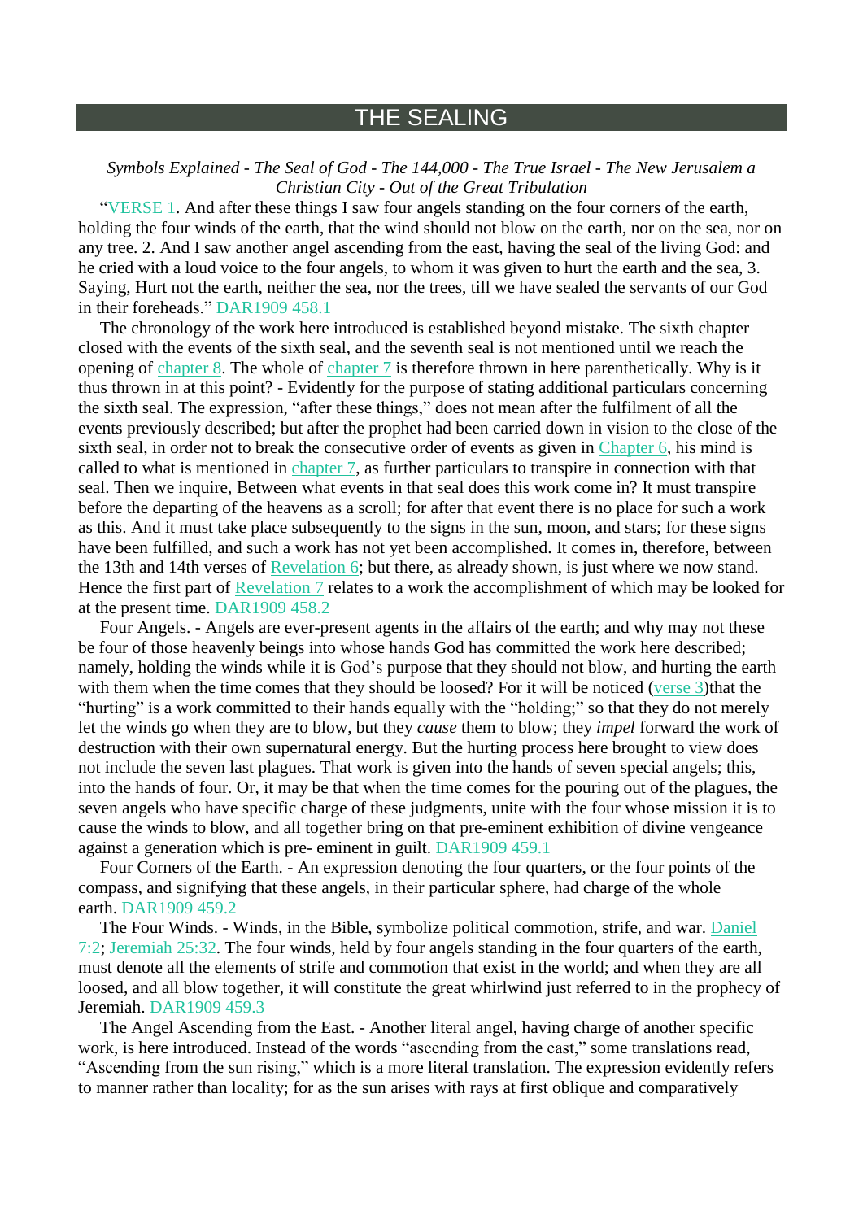# THE SEALING

*Symbols Explained - The Seal of God - The 144,000 - The True Israel - The New Jerusalem a Christian City - Out of the Great Tribulation*

"VERSE 1. And after these things I saw four angels standing on the four corners of the earth, holding the four winds of the earth, that the wind should not blow on the earth, nor on the sea, nor on any tree. 2. And I saw another angel ascending from the east, having the seal of the living God: and he cried with a loud voice to the four angels, to whom it was given to hurt the earth and the sea, 3. Saying, Hurt not the earth, neither the sea, nor the trees, till we have sealed the servants of our God in their foreheads." DAR1909 458.1

The chronology of the work here introduced is established beyond mistake. The sixth chapter closed with the events of the sixth seal, and the seventh seal is not mentioned until we reach the opening of chapter 8. The whole of chapter 7 is therefore thrown in here parenthetically. Why is it thus thrown in at this point? - Evidently for the purpose of stating additional particulars concerning the sixth seal. The expression, "after these things," does not mean after the fulfilment of all the events previously described; but after the prophet had been carried down in vision to the close of the sixth seal, in order not to break the consecutive order of events as given in Chapter 6, his mind is called to what is mentioned in chapter 7, as further particulars to transpire in connection with that seal. Then we inquire, Between what events in that seal does this work come in? It must transpire before the departing of the heavens as a scroll; for after that event there is no place for such a work as this. And it must take place subsequently to the signs in the sun, moon, and stars; for these signs have been fulfilled, and such a work has not been accomplished. It comes in, therefore, between the 13th and 14th verses of Revelation 6; but there, as already shown, is just where we now stand. Hence the first part of Revelation 7 relates to a work the accomplishment of which may be looked for at the present time. DAR1909 458.2

Four Angels. - Angels are ever-present agents in the affairs of the earth; and why may not these be four of those heavenly beings into whose hands God has committed the work here described; namely, holding the winds while it is God's purpose that they should not blow, and hurting the earth with them when the time comes that they should be loosed? For it will be noticed (verse 3)that the "hurting" is a work committed to their hands equally with the "holding;" so that they do not merely let the winds go when they are to blow, but they *cause* them to blow; they *impel* forward the work of destruction with their own supernatural energy. But the hurting process here brought to view does not include the seven last plagues. That work is given into the hands of seven special angels; this, into the hands of four. Or, it may be that when the time comes for the pouring out of the plagues, the seven angels who have specific charge of these judgments, unite with the four whose mission it is to cause the winds to blow, and all together bring on that pre-eminent exhibition of divine vengeance against a generation which is pre- eminent in guilt. DAR1909 459.1

Four Corners of the Earth. - An expression denoting the four quarters, or the four points of the compass, and signifying that these angels, in their particular sphere, had charge of the whole earth. DAR1909 459.2

The Four Winds. - Winds, in the Bible, symbolize political commotion, strife, and war. Daniel 7:2; Jeremiah 25:32. The four winds, held by four angels standing in the four quarters of the earth, must denote all the elements of strife and commotion that exist in the world; and when they are all loosed, and all blow together, it will constitute the great whirlwind just referred to in the prophecy of Jeremiah. DAR1909 459.3

The Angel Ascending from the East. - Another literal angel, having charge of another specific work, is here introduced. Instead of the words "ascending from the east," some translations read, "Ascending from the sun rising," which is a more literal translation. The expression evidently refers to manner rather than locality; for as the sun arises with rays at first oblique and comparatively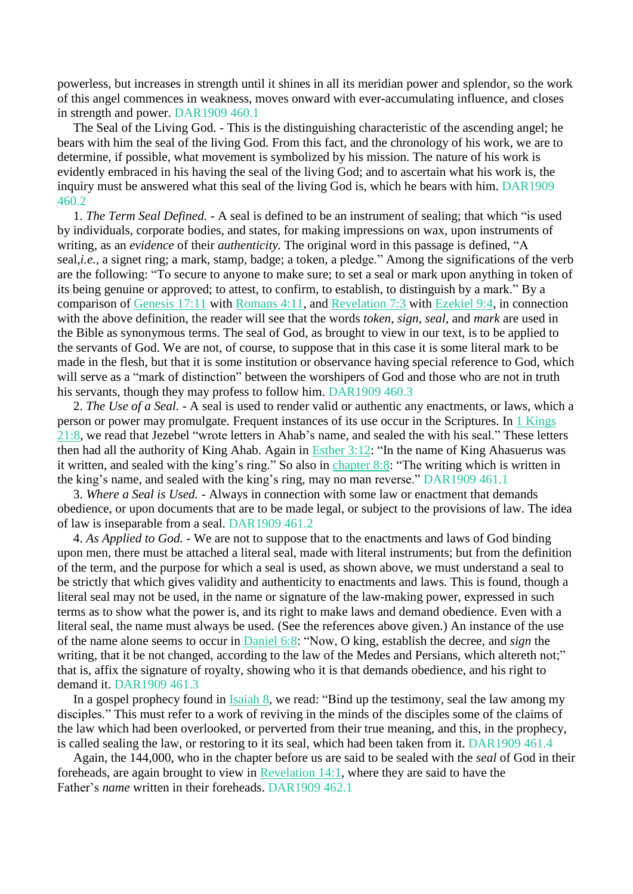powerless, but increases in strength until it shines in all its meridian power and splendor, so the work of this angel commences in weakness, moves onward with ever-accumulating influence, and closes in strength and power. DAR1909 460.1

The Seal of the Living God. - This is the distinguishing characteristic of the ascending angel; he bears with him the seal of the living God. From this fact, and the chronology of his work, we are to determine, if possible, what movement is symbolized by his mission. The nature of his work is evidently embraced in his having the seal of the living God; and to ascertain what his work is, the inquiry must be answered what this seal of the living God is, which he bears with him. DAR1909 460.2

1. *The Term Seal Defined.* - A seal is defined to be an instrument of sealing; that which "is used by individuals, corporate bodies, and states, for making impressions on wax, upon instruments of writing, as an *evidence* of their *authenticity.* The original word in this passage is defined, "A seal,*i.e.*, a signet ring; a mark, stamp, badge; a token, a pledge." Among the significations of the verb are the following: "To secure to anyone to make sure; to set a seal or mark upon anything in token of its being genuine or approved; to attest, to confirm, to establish, to distinguish by a mark." By a comparison of Genesis 17:11 with Romans 4:11, and Revelation 7:3 with Ezekiel 9:4, in connection with the above definition, the reader will see that the words *token, sign, seal,* and *mark* are used in the Bible as synonymous terms. The seal of God, as brought to view in our text, is to be applied to the servants of God. We are not, of course, to suppose that in this case it is some literal mark to be made in the flesh, but that it is some institution or observance having special reference to God, which will serve as a "mark of distinction" between the worshipers of God and those who are not in truth his servants, though they may profess to follow him. DAR1909 460.3

2. *The Use of a Seal.* - A seal is used to render valid or authentic any enactments, or laws, which a person or power may promulgate. Frequent instances of its use occur in the Scriptures. In 1 Kings 21:8, we read that Jezebel "wrote letters in Ahab's name, and sealed the with his seal." These letters then had all the authority of King Ahab. Again in Esther 3:12: "In the name of King Ahasuerus was it written, and sealed with the king's ring." So also in chapter 8:8: "The writing which is written in the king's name, and sealed with the king's ring, may no man reverse." DAR1909 461.1

3. *Where a Seal is Used.* - Always in connection with some law or enactment that demands obedience, or upon documents that are to be made legal, or subject to the provisions of law. The idea of law is inseparable from a seal. DAR1909 461.2

4. *As Applied to God.* - We are not to suppose that to the enactments and laws of God binding upon men, there must be attached a literal seal, made with literal instruments; but from the definition of the term, and the purpose for which a seal is used, as shown above, we must understand a seal to be strictly that which gives validity and authenticity to enactments and laws. This is found, though a literal seal may not be used, in the name or signature of the law-making power, expressed in such terms as to show what the power is, and its right to make laws and demand obedience. Even with a literal seal, the name must always be used. (See the references above given.) An instance of the use of the name alone seems to occur in Daniel 6:8: "Now, O king, establish the decree, and *sign* the writing, that it be not changed, according to the law of the Medes and Persians, which altereth not;" that is, affix the signature of royalty, showing who it is that demands obedience, and his right to demand it. DAR1909 461.3

In a gospel prophecy found in Isaiah 8, we read: "Bind up the testimony, seal the law among my disciples." This must refer to a work of reviving in the minds of the disciples some of the claims of the law which had been overlooked, or perverted from their true meaning, and this, in the prophecy, is called sealing the law, or restoring to it its seal, which had been taken from it. DAR1909 461.4

Again, the 144,000, who in the chapter before us are said to be sealed with the *seal* of God in their foreheads, are again brought to view in Revelation 14:1, where they are said to have the Father's *name* written in their foreheads. DAR1909 462.1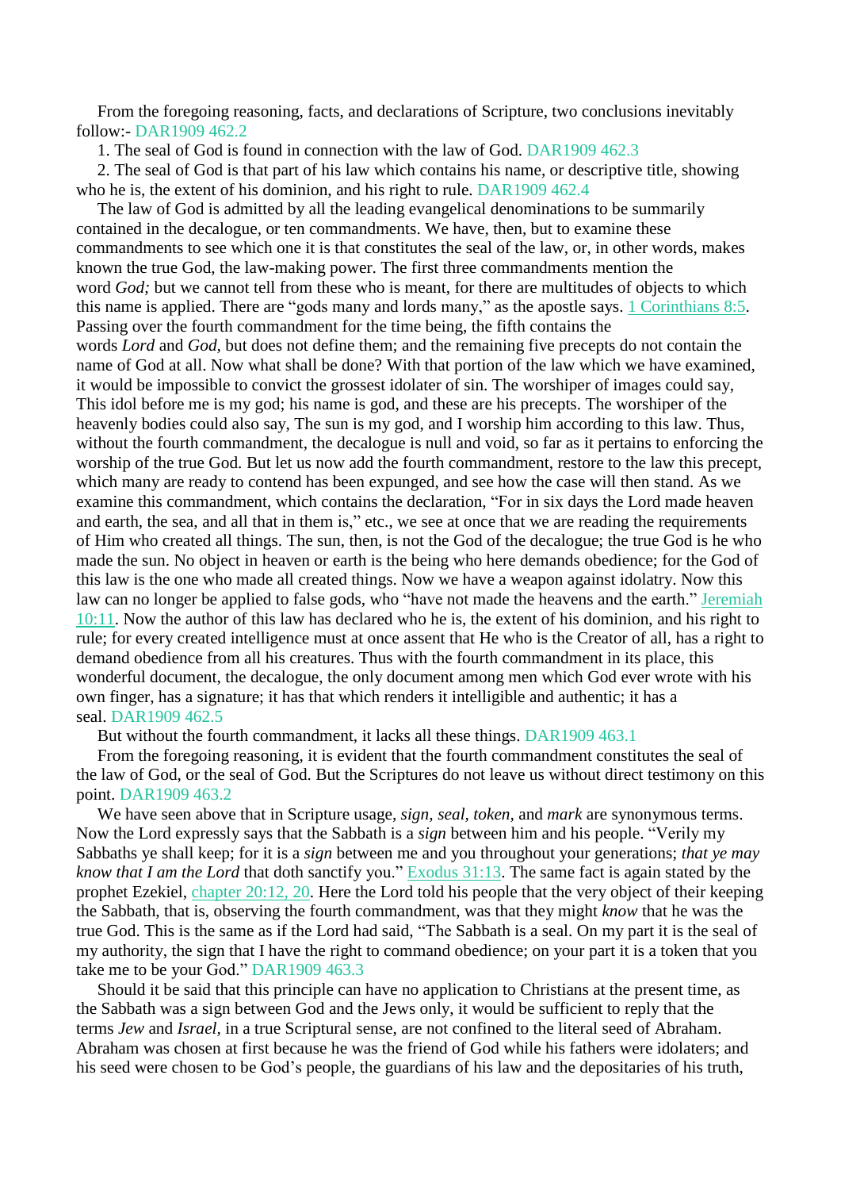From the foregoing reasoning, facts, and declarations of Scripture, two conclusions inevitably follow:- DAR1909 462.2

1. The seal of God is found in connection with the law of God. DAR1909 462.3

2. The seal of God is that part of his law which contains his name, or descriptive title, showing who he is, the extent of his dominion, and his right to rule. DAR1909 462.4

The law of God is admitted by all the leading evangelical denominations to be summarily contained in the decalogue, or ten commandments. We have, then, but to examine these commandments to see which one it is that constitutes the seal of the law, or, in other words, makes known the true God, the law-making power. The first three commandments mention the word *God;* but we cannot tell from these who is meant, for there are multitudes of objects to which this name is applied. There are "gods many and lords many," as the apostle says. 1 Corinthians 8:5. Passing over the fourth commandment for the time being, the fifth contains the words *Lord* and *God,* but does not define them; and the remaining five precepts do not contain the name of God at all. Now what shall be done? With that portion of the law which we have examined, it would be impossible to convict the grossest idolater of sin. The worshiper of images could say, This idol before me is my god; his name is god, and these are his precepts. The worshiper of the heavenly bodies could also say, The sun is my god, and I worship him according to this law. Thus, without the fourth commandment, the decalogue is null and void, so far as it pertains to enforcing the worship of the true God. But let us now add the fourth commandment, restore to the law this precept, which many are ready to contend has been expunged, and see how the case will then stand. As we examine this commandment, which contains the declaration, "For in six days the Lord made heaven and earth, the sea, and all that in them is," etc., we see at once that we are reading the requirements of Him who created all things. The sun, then, is not the God of the decalogue; the true God is he who made the sun. No object in heaven or earth is the being who here demands obedience; for the God of this law is the one who made all created things. Now we have a weapon against idolatry. Now this law can no longer be applied to false gods, who "have not made the heavens and the earth." Jeremiah 10:11. Now the author of this law has declared who he is, the extent of his dominion, and his right to rule; for every created intelligence must at once assent that He who is the Creator of all, has a right to demand obedience from all his creatures. Thus with the fourth commandment in its place, this wonderful document, the decalogue, the only document among men which God ever wrote with his own finger, has a signature; it has that which renders it intelligible and authentic; it has a seal. DAR1909 462.5

But without the fourth commandment, it lacks all these things. DAR1909 463.1

From the foregoing reasoning, it is evident that the fourth commandment constitutes the seal of the law of God, or the seal of God. But the Scriptures do not leave us without direct testimony on this point. DAR1909 463.2

We have seen above that in Scripture usage, *sign, seal, token,* and *mark* are synonymous terms. Now the Lord expressly says that the Sabbath is a *sign* between him and his people. "Verily my Sabbaths ye shall keep; for it is a *sign* between me and you throughout your generations; *that ye may know that I am the Lord* that doth sanctify you." Exodus 31:13. The same fact is again stated by the prophet Ezekiel, chapter 20:12, 20. Here the Lord told his people that the very object of their keeping the Sabbath, that is, observing the fourth commandment, was that they might *know* that he was the true God. This is the same as if the Lord had said, "The Sabbath is a seal. On my part it is the seal of my authority, the sign that I have the right to command obedience; on your part it is a token that you take me to be your God." DAR1909 463.3

Should it be said that this principle can have no application to Christians at the present time, as the Sabbath was a sign between God and the Jews only, it would be sufficient to reply that the terms *Jew* and *Israel,* in a true Scriptural sense, are not confined to the literal seed of Abraham. Abraham was chosen at first because he was the friend of God while his fathers were idolaters; and his seed were chosen to be God's people, the guardians of his law and the depositaries of his truth,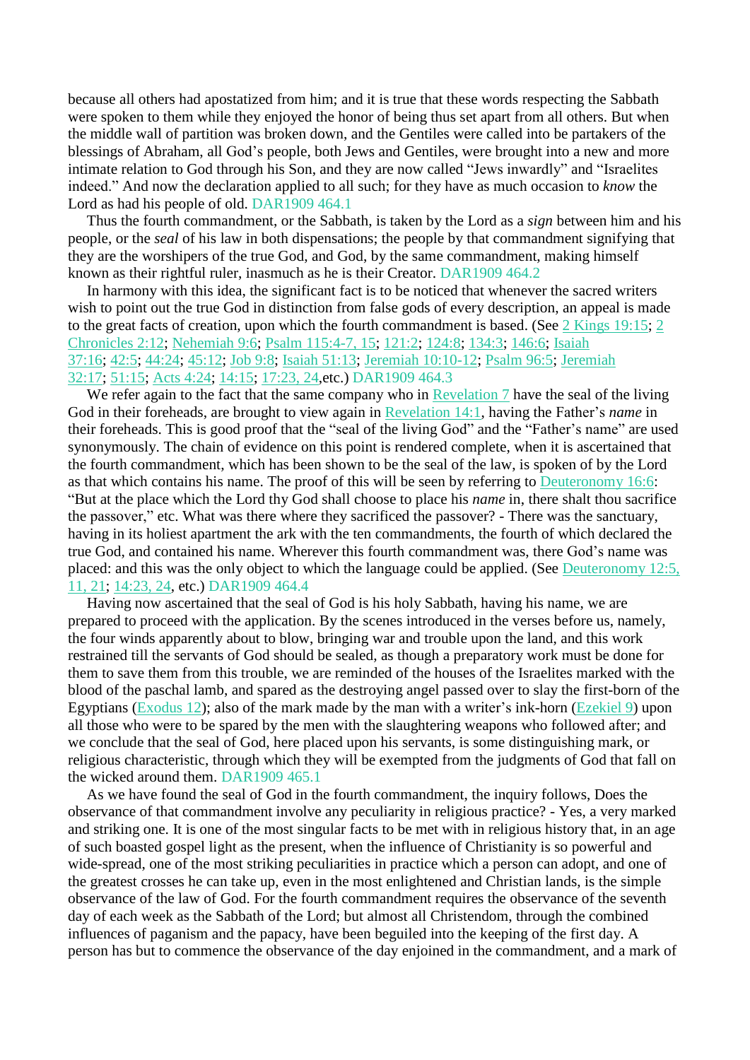because all others had apostatized from him; and it is true that these words respecting the Sabbath were spoken to them while they enjoyed the honor of being thus set apart from all others. But when the middle wall of partition was broken down, and the Gentiles were called into be partakers of the blessings of Abraham, all God's people, both Jews and Gentiles, were brought into a new and more intimate relation to God through his Son, and they are now called "Jews inwardly" and "Israelites indeed." And now the declaration applied to all such; for they have as much occasion to *know* the Lord as had his people of old. DAR1909 464.1

Thus the fourth commandment, or the Sabbath, is taken by the Lord as a *sign* between him and his people, or the *seal* of his law in both dispensations; the people by that commandment signifying that they are the worshipers of the true God, and God, by the same commandment, making himself known as their rightful ruler, inasmuch as he is their Creator. DAR1909 464.2

In harmony with this idea, the significant fact is to be noticed that whenever the sacred writers wish to point out the true God in distinction from false gods of every description, an appeal is made to the great facts of creation, upon which the fourth commandment is based. (See 2 Kings 19:15; 2 Chronicles 2:12; Nehemiah 9:6; Psalm 115:4-7, 15; 121:2; 124:8; 134:3; 146:6; Isaiah 37:16; 42:5; 44:24; 45:12; Job 9:8; Isaiah 51:13; Jeremiah 10:10-12; Psalm 96:5; Jeremiah 32:17; 51:15; Acts 4:24; 14:15; 17:23, 24,etc.) DAR1909 464.3

We refer again to the fact that the same company who in Revelation 7 have the seal of the living God in their foreheads, are brought to view again in Revelation 14:1, having the Father's *name* in their foreheads. This is good proof that the "seal of the living God" and the "Father's name" are used synonymously. The chain of evidence on this point is rendered complete, when it is ascertained that the fourth commandment, which has been shown to be the seal of the law, is spoken of by the Lord as that which contains his name. The proof of this will be seen by referring to Deuteronomy 16:6: "But at the place which the Lord thy God shall choose to place his *name* in, there shalt thou sacrifice the passover," etc. What was there where they sacrificed the passover? - There was the sanctuary, having in its holiest apartment the ark with the ten commandments, the fourth of which declared the true God, and contained his name. Wherever this fourth commandment was, there God's name was placed: and this was the only object to which the language could be applied. (See Deuteronomy 12:5, 11, 21; 14:23, 24, etc.) DAR1909 464.4

Having now ascertained that the seal of God is his holy Sabbath, having his name, we are prepared to proceed with the application. By the scenes introduced in the verses before us, namely, the four winds apparently about to blow, bringing war and trouble upon the land, and this work restrained till the servants of God should be sealed, as though a preparatory work must be done for them to save them from this trouble, we are reminded of the houses of the Israelites marked with the blood of the paschal lamb, and spared as the destroying angel passed over to slay the first-born of the Egyptians (Exodus 12); also of the mark made by the man with a writer's ink-horn (Ezekiel 9) upon all those who were to be spared by the men with the slaughtering weapons who followed after; and we conclude that the seal of God, here placed upon his servants, is some distinguishing mark, or religious characteristic, through which they will be exempted from the judgments of God that fall on the wicked around them. DAR1909 465.1

As we have found the seal of God in the fourth commandment, the inquiry follows, Does the observance of that commandment involve any peculiarity in religious practice? - Yes, a very marked and striking one. It is one of the most singular facts to be met with in religious history that, in an age of such boasted gospel light as the present, when the influence of Christianity is so powerful and wide-spread, one of the most striking peculiarities in practice which a person can adopt, and one of the greatest crosses he can take up, even in the most enlightened and Christian lands, is the simple observance of the law of God. For the fourth commandment requires the observance of the seventh day of each week as the Sabbath of the Lord; but almost all Christendom, through the combined influences of paganism and the papacy, have been beguiled into the keeping of the first day. A person has but to commence the observance of the day enjoined in the commandment, and a mark of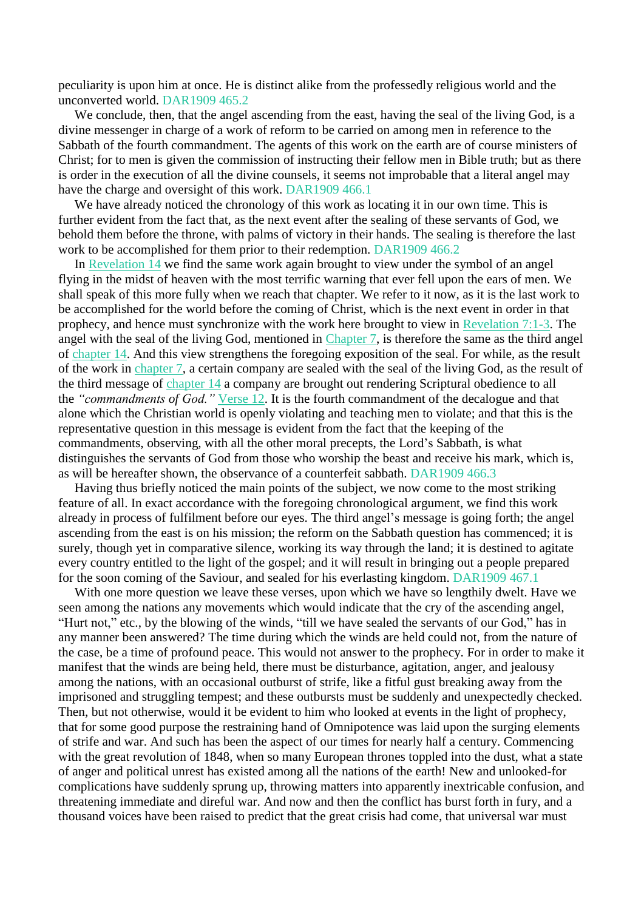peculiarity is upon him at once. He is distinct alike from the professedly religious world and the unconverted world. DAR1909 465.2

We conclude, then, that the angel ascending from the east, having the seal of the living God, is a divine messenger in charge of a work of reform to be carried on among men in reference to the Sabbath of the fourth commandment. The agents of this work on the earth are of course ministers of Christ; for to men is given the commission of instructing their fellow men in Bible truth; but as there is order in the execution of all the divine counsels, it seems not improbable that a literal angel may have the charge and oversight of this work. DAR1909 466.1

We have already noticed the chronology of this work as locating it in our own time. This is further evident from the fact that, as the next event after the sealing of these servants of God, we behold them before the throne, with palms of victory in their hands. The sealing is therefore the last work to be accomplished for them prior to their redemption. DAR1909 466.2

In Revelation 14 we find the same work again brought to view under the symbol of an angel flying in the midst of heaven with the most terrific warning that ever fell upon the ears of men. We shall speak of this more fully when we reach that chapter. We refer to it now, as it is the last work to be accomplished for the world before the coming of Christ, which is the next event in order in that prophecy, and hence must synchronize with the work here brought to view in Revelation 7:1-3. The angel with the seal of the living God, mentioned in Chapter 7, is therefore the same as the third angel of chapter 14. And this view strengthens the foregoing exposition of the seal. For while, as the result of the work in chapter 7, a certain company are sealed with the seal of the living God, as the result of the third message of chapter 14 a company are brought out rendering Scriptural obedience to all the *"commandments of God."* Verse 12. It is the fourth commandment of the decalogue and that alone which the Christian world is openly violating and teaching men to violate; and that this is the representative question in this message is evident from the fact that the keeping of the commandments, observing, with all the other moral precepts, the Lord's Sabbath, is what distinguishes the servants of God from those who worship the beast and receive his mark, which is, as will be hereafter shown, the observance of a counterfeit sabbath. DAR1909 466.3

Having thus briefly noticed the main points of the subject, we now come to the most striking feature of all. In exact accordance with the foregoing chronological argument, we find this work already in process of fulfilment before our eyes. The third angel's message is going forth; the angel ascending from the east is on his mission; the reform on the Sabbath question has commenced; it is surely, though yet in comparative silence, working its way through the land; it is destined to agitate every country entitled to the light of the gospel; and it will result in bringing out a people prepared for the soon coming of the Saviour, and sealed for his everlasting kingdom. DAR1909 467.1

With one more question we leave these verses, upon which we have so lengthily dwelt. Have we seen among the nations any movements which would indicate that the cry of the ascending angel, "Hurt not," etc., by the blowing of the winds, "till we have sealed the servants of our God," has in any manner been answered? The time during which the winds are held could not, from the nature of the case, be a time of profound peace. This would not answer to the prophecy. For in order to make it manifest that the winds are being held, there must be disturbance, agitation, anger, and jealousy among the nations, with an occasional outburst of strife, like a fitful gust breaking away from the imprisoned and struggling tempest; and these outbursts must be suddenly and unexpectedly checked. Then, but not otherwise, would it be evident to him who looked at events in the light of prophecy, that for some good purpose the restraining hand of Omnipotence was laid upon the surging elements of strife and war. And such has been the aspect of our times for nearly half a century. Commencing with the great revolution of 1848, when so many European thrones toppled into the dust, what a state of anger and political unrest has existed among all the nations of the earth! New and unlooked-for complications have suddenly sprung up, throwing matters into apparently inextricable confusion, and threatening immediate and direful war. And now and then the conflict has burst forth in fury, and a thousand voices have been raised to predict that the great crisis had come, that universal war must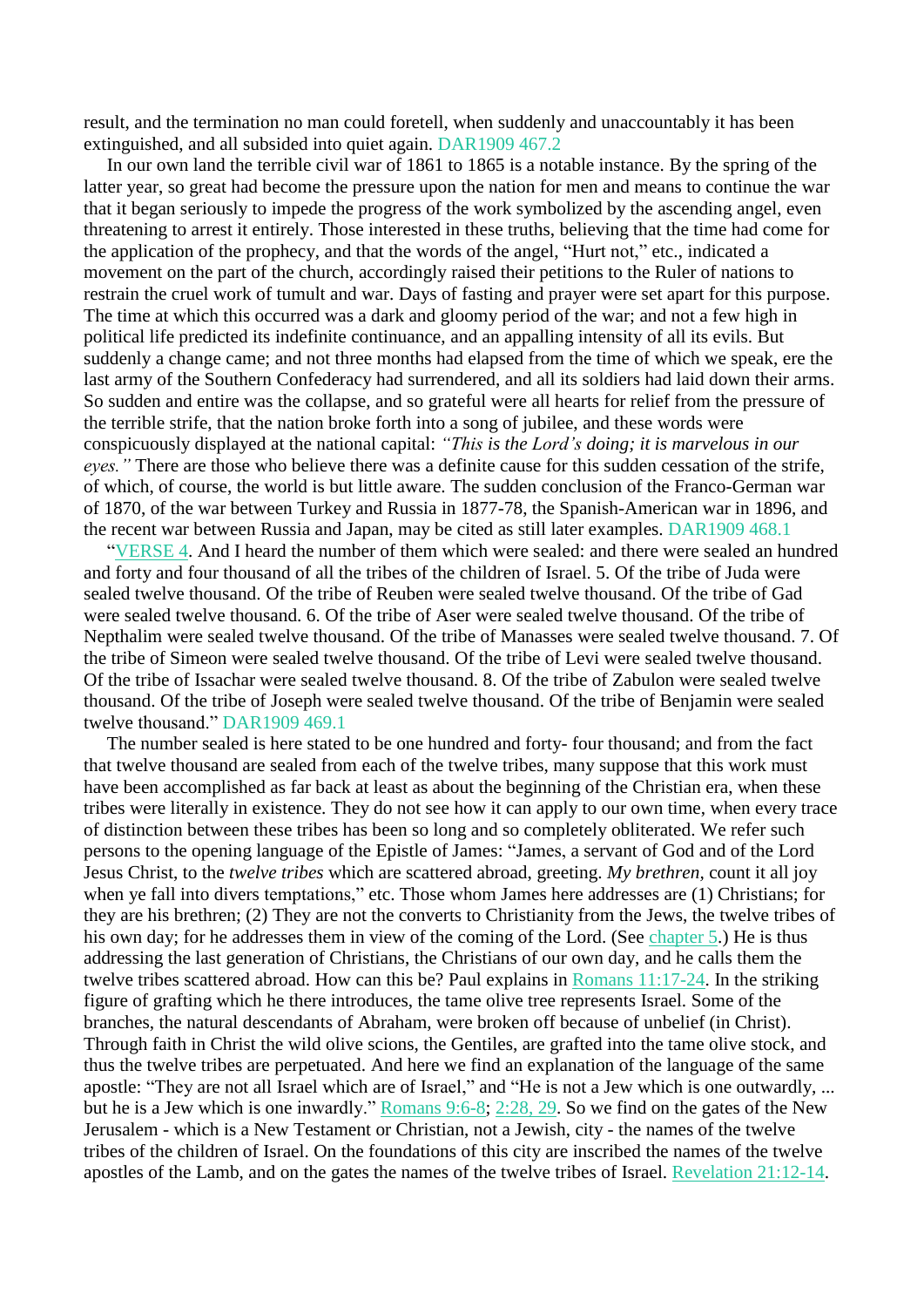result, and the termination no man could foretell, when suddenly and unaccountably it has been extinguished, and all subsided into quiet again. DAR1909 467.2

In our own land the terrible civil war of 1861 to 1865 is a notable instance. By the spring of the latter year, so great had become the pressure upon the nation for men and means to continue the war that it began seriously to impede the progress of the work symbolized by the ascending angel, even threatening to arrest it entirely. Those interested in these truths, believing that the time had come for the application of the prophecy, and that the words of the angel, "Hurt not," etc., indicated a movement on the part of the church, accordingly raised their petitions to the Ruler of nations to restrain the cruel work of tumult and war. Days of fasting and prayer were set apart for this purpose. The time at which this occurred was a dark and gloomy period of the war; and not a few high in political life predicted its indefinite continuance, and an appalling intensity of all its evils. But suddenly a change came; and not three months had elapsed from the time of which we speak, ere the last army of the Southern Confederacy had surrendered, and all its soldiers had laid down their arms. So sudden and entire was the collapse, and so grateful were all hearts for relief from the pressure of the terrible strife, that the nation broke forth into a song of jubilee, and these words were conspicuously displayed at the national capital: *"This is the Lord's doing; it is marvelous in our eyes."* There are those who believe there was a definite cause for this sudden cessation of the strife, of which, of course, the world is but little aware. The sudden conclusion of the Franco-German war of 1870, of the war between Turkey and Russia in 1877-78, the Spanish-American war in 1896, and the recent war between Russia and Japan, may be cited as still later examples. DAR1909 468.1

"VERSE 4. And I heard the number of them which were sealed: and there were sealed an hundred and forty and four thousand of all the tribes of the children of Israel. 5. Of the tribe of Juda were sealed twelve thousand. Of the tribe of Reuben were sealed twelve thousand. Of the tribe of Gad were sealed twelve thousand. 6. Of the tribe of Aser were sealed twelve thousand. Of the tribe of Nepthalim were sealed twelve thousand. Of the tribe of Manasses were sealed twelve thousand. 7. Of the tribe of Simeon were sealed twelve thousand. Of the tribe of Levi were sealed twelve thousand. Of the tribe of Issachar were sealed twelve thousand. 8. Of the tribe of Zabulon were sealed twelve thousand. Of the tribe of Joseph were sealed twelve thousand. Of the tribe of Benjamin were sealed twelve thousand." DAR1909 469.1

The number sealed is here stated to be one hundred and forty- four thousand; and from the fact that twelve thousand are sealed from each of the twelve tribes, many suppose that this work must have been accomplished as far back at least as about the beginning of the Christian era, when these tribes were literally in existence. They do not see how it can apply to our own time, when every trace of distinction between these tribes has been so long and so completely obliterated. We refer such persons to the opening language of the Epistle of James: "James, a servant of God and of the Lord Jesus Christ, to the *twelve tribes* which are scattered abroad, greeting. *My brethren,* count it all joy when ye fall into divers temptations," etc. Those whom James here addresses are (1) Christians; for they are his brethren; (2) They are not the converts to Christianity from the Jews, the twelve tribes of his own day; for he addresses them in view of the coming of the Lord. (See chapter 5.) He is thus addressing the last generation of Christians, the Christians of our own day, and he calls them the twelve tribes scattered abroad. How can this be? Paul explains in Romans 11:17-24. In the striking figure of grafting which he there introduces, the tame olive tree represents Israel. Some of the branches, the natural descendants of Abraham, were broken off because of unbelief (in Christ). Through faith in Christ the wild olive scions, the Gentiles, are grafted into the tame olive stock, and thus the twelve tribes are perpetuated. And here we find an explanation of the language of the same apostle: "They are not all Israel which are of Israel," and "He is not a Jew which is one outwardly, ... but he is a Jew which is one inwardly." Romans 9:6-8; 2:28, 29. So we find on the gates of the New Jerusalem - which is a New Testament or Christian, not a Jewish, city - the names of the twelve tribes of the children of Israel. On the foundations of this city are inscribed the names of the twelve apostles of the Lamb, and on the gates the names of the twelve tribes of Israel. Revelation 21:12-14.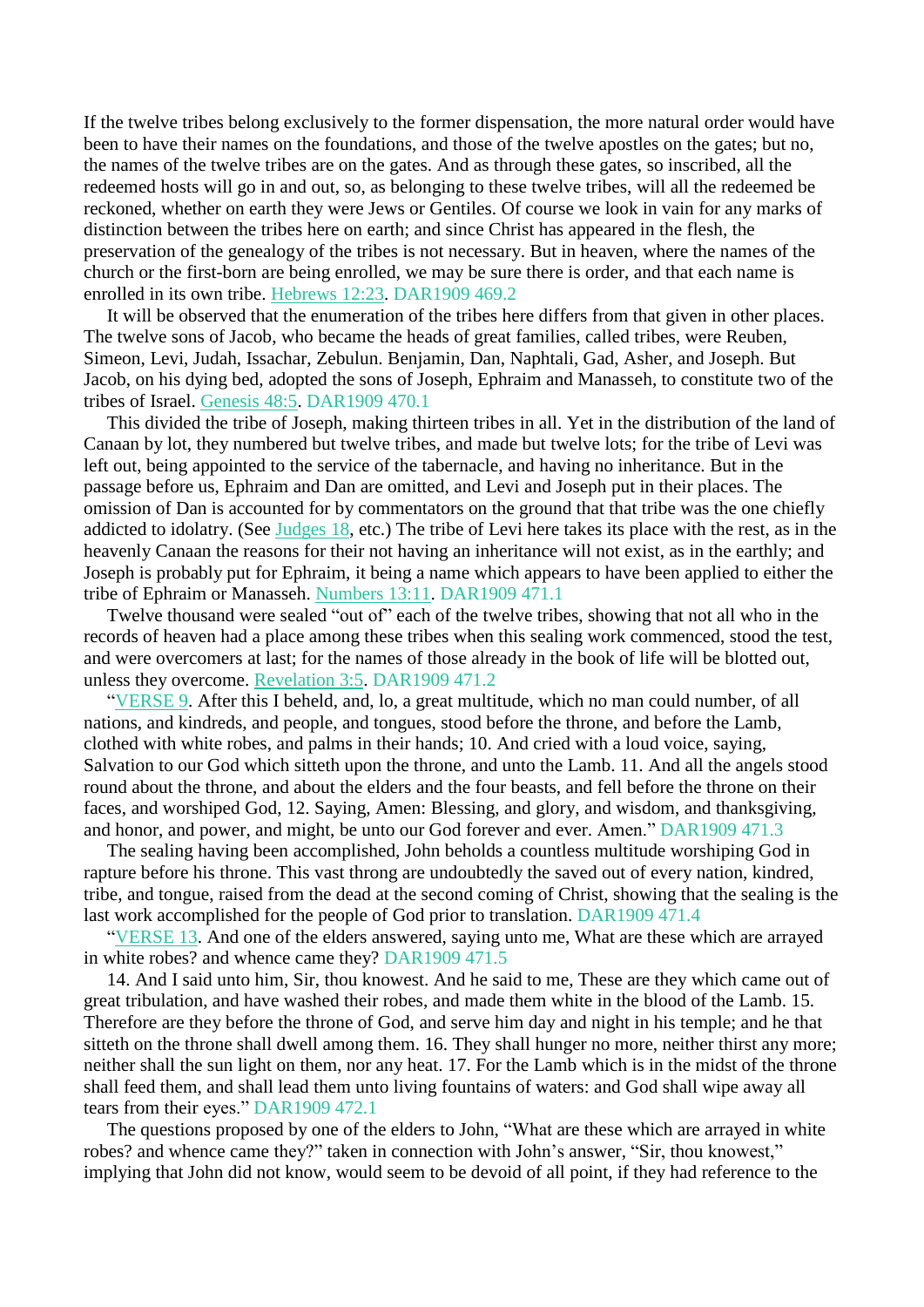If the twelve tribes belong exclusively to the former dispensation, the more natural order would have been to have their names on the foundations, and those of the twelve apostles on the gates; but no, the names of the twelve tribes are on the gates. And as through these gates, so inscribed, all the redeemed hosts will go in and out, so, as belonging to these twelve tribes, will all the redeemed be reckoned, whether on earth they were Jews or Gentiles. Of course we look in vain for any marks of distinction between the tribes here on earth; and since Christ has appeared in the flesh, the preservation of the genealogy of the tribes is not necessary. But in heaven, where the names of the church or the first-born are being enrolled, we may be sure there is order, and that each name is enrolled in its own tribe. Hebrews 12:23. DAR1909 469.2

It will be observed that the enumeration of the tribes here differs from that given in other places. The twelve sons of Jacob, who became the heads of great families, called tribes, were Reuben, Simeon, Levi, Judah, Issachar, Zebulun. Benjamin, Dan, Naphtali, Gad, Asher, and Joseph. But Jacob, on his dying bed, adopted the sons of Joseph, Ephraim and Manasseh, to constitute two of the tribes of Israel. Genesis 48:5. DAR1909 470.1

This divided the tribe of Joseph, making thirteen tribes in all. Yet in the distribution of the land of Canaan by lot, they numbered but twelve tribes, and made but twelve lots; for the tribe of Levi was left out, being appointed to the service of the tabernacle, and having no inheritance. But in the passage before us, Ephraim and Dan are omitted, and Levi and Joseph put in their places. The omission of Dan is accounted for by commentators on the ground that that tribe was the one chiefly addicted to idolatry. (See Judges 18, etc.) The tribe of Levi here takes its place with the rest, as in the heavenly Canaan the reasons for their not having an inheritance will not exist, as in the earthly; and Joseph is probably put for Ephraim, it being a name which appears to have been applied to either the tribe of Ephraim or Manasseh. Numbers 13:11. DAR1909 471.1

Twelve thousand were sealed "out of" each of the twelve tribes, showing that not all who in the records of heaven had a place among these tribes when this sealing work commenced, stood the test, and were overcomers at last; for the names of those already in the book of life will be blotted out, unless they overcome. Revelation 3:5. DAR1909 471.2

"VERSE 9. After this I beheld, and, lo, a great multitude, which no man could number, of all nations, and kindreds, and people, and tongues, stood before the throne, and before the Lamb, clothed with white robes, and palms in their hands; 10. And cried with a loud voice, saying, Salvation to our God which sitteth upon the throne, and unto the Lamb. 11. And all the angels stood round about the throne, and about the elders and the four beasts, and fell before the throne on their faces, and worshiped God, 12. Saying, Amen: Blessing, and glory, and wisdom, and thanksgiving, and honor, and power, and might, be unto our God forever and ever. Amen." DAR1909 471.3

The sealing having been accomplished, John beholds a countless multitude worshiping God in rapture before his throne. This vast throng are undoubtedly the saved out of every nation, kindred, tribe, and tongue, raised from the dead at the second coming of Christ, showing that the sealing is the last work accomplished for the people of God prior to translation. DAR1909 471.4

"VERSE 13. And one of the elders answered, saying unto me, What are these which are arrayed in white robes? and whence came they? DAR1909 471.5

14. And I said unto him, Sir, thou knowest. And he said to me, These are they which came out of great tribulation, and have washed their robes, and made them white in the blood of the Lamb. 15. Therefore are they before the throne of God, and serve him day and night in his temple; and he that sitteth on the throne shall dwell among them. 16. They shall hunger no more, neither thirst any more; neither shall the sun light on them, nor any heat. 17. For the Lamb which is in the midst of the throne shall feed them, and shall lead them unto living fountains of waters: and God shall wipe away all tears from their eyes." DAR1909 472.1

The questions proposed by one of the elders to John, "What are these which are arrayed in white robes? and whence came they?" taken in connection with John's answer, "Sir, thou knowest," implying that John did not know, would seem to be devoid of all point, if they had reference to the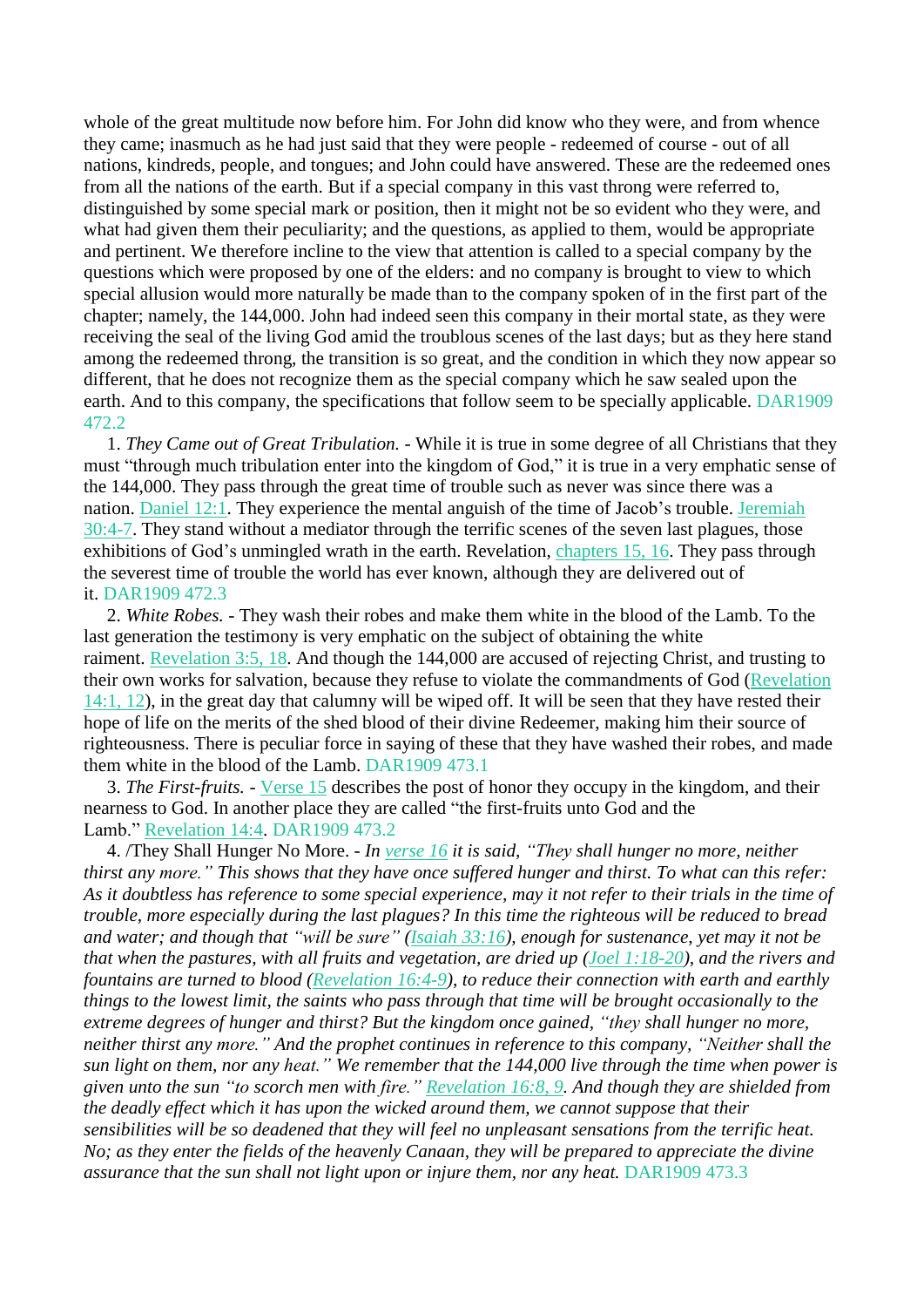whole of the great multitude now before him. For John did know who they were, and from whence they came; inasmuch as he had just said that they were people - redeemed of course - out of all nations, kindreds, people, and tongues; and John could have answered. These are the redeemed ones from all the nations of the earth. But if a special company in this vast throng were referred to, distinguished by some special mark or position, then it might not be so evident who they were, and what had given them their peculiarity; and the questions, as applied to them, would be appropriate and pertinent. We therefore incline to the view that attention is called to a special company by the questions which were proposed by one of the elders: and no company is brought to view to which special allusion would more naturally be made than to the company spoken of in the first part of the chapter; namely, the 144,000. John had indeed seen this company in their mortal state, as they were receiving the seal of the living God amid the troublous scenes of the last days; but as they here stand among the redeemed throng, the transition is so great, and the condition in which they now appear so different, that he does not recognize them as the special company which he saw sealed upon the earth. And to this company, the specifications that follow seem to be specially applicable. DAR1909 472.2

1. *They Came out of Great Tribulation.* - While it is true in some degree of all Christians that they must "through much tribulation enter into the kingdom of God," it is true in a very emphatic sense of the 144,000. They pass through the great time of trouble such as never was since there was a nation. Daniel 12:1. They experience the mental anguish of the time of Jacob's trouble. Jeremiah 30:4-7. They stand without a mediator through the terrific scenes of the seven last plagues, those exhibitions of God's unmingled wrath in the earth. Revelation, chapters 15, 16. They pass through the severest time of trouble the world has ever known, although they are delivered out of it. DAR1909 472.3

2. *White Robes.* - They wash their robes and make them white in the blood of the Lamb. To the last generation the testimony is very emphatic on the subject of obtaining the white raiment. Revelation 3:5, 18. And though the 144,000 are accused of rejecting Christ, and trusting to their own works for salvation, because they refuse to violate the commandments of God (Revelation 14:1, 12), in the great day that calumny will be wiped off. It will be seen that they have rested their hope of life on the merits of the shed blood of their divine Redeemer, making him their source of righteousness. There is peculiar force in saying of these that they have washed their robes, and made them white in the blood of the Lamb. DAR1909 473.1

3. *The First-fruits.* - Verse 15 describes the post of honor they occupy in the kingdom, and their nearness to God. In another place they are called "the first-fruits unto God and the Lamb." Revelation 14:4. DAR1909 473.2

4. /They Shall Hunger No More. - *In verse 16 it is said, "They shall hunger no more, neither thirst any more." This shows that they have once suffered hunger and thirst. To what can this refer: As it doubtless has reference to some special experience, may it not refer to their trials in the time of trouble, more especially during the last plagues? In this time the righteous will be reduced to bread and water; and though that "will be sure" (Isaiah 33:16), enough for sustenance, yet may it not be that when the pastures, with all fruits and vegetation, are dried up (Joel 1:18-20), and the rivers and fountains are turned to blood (Revelation 16:4-9), to reduce their connection with earth and earthly things to the lowest limit, the saints who pass through that time will be brought occasionally to the extreme degrees of hunger and thirst? But the kingdom once gained, "they shall hunger no more, neither thirst any more." And the prophet continues in reference to this company, "Neither shall the sun light on them, nor any heat." We remember that the 144,000 live through the time when power is given unto the sun "to scorch men with fire." Revelation 16:8, 9. And though they are shielded from the deadly effect which it has upon the wicked around them, we cannot suppose that their sensibilities will be so deadened that they will feel no unpleasant sensations from the terrific heat. No; as they enter the fields of the heavenly Canaan, they will be prepared to appreciate the divine assurance that the sun shall not light upon or injure them, nor any heat.* DAR1909 473.3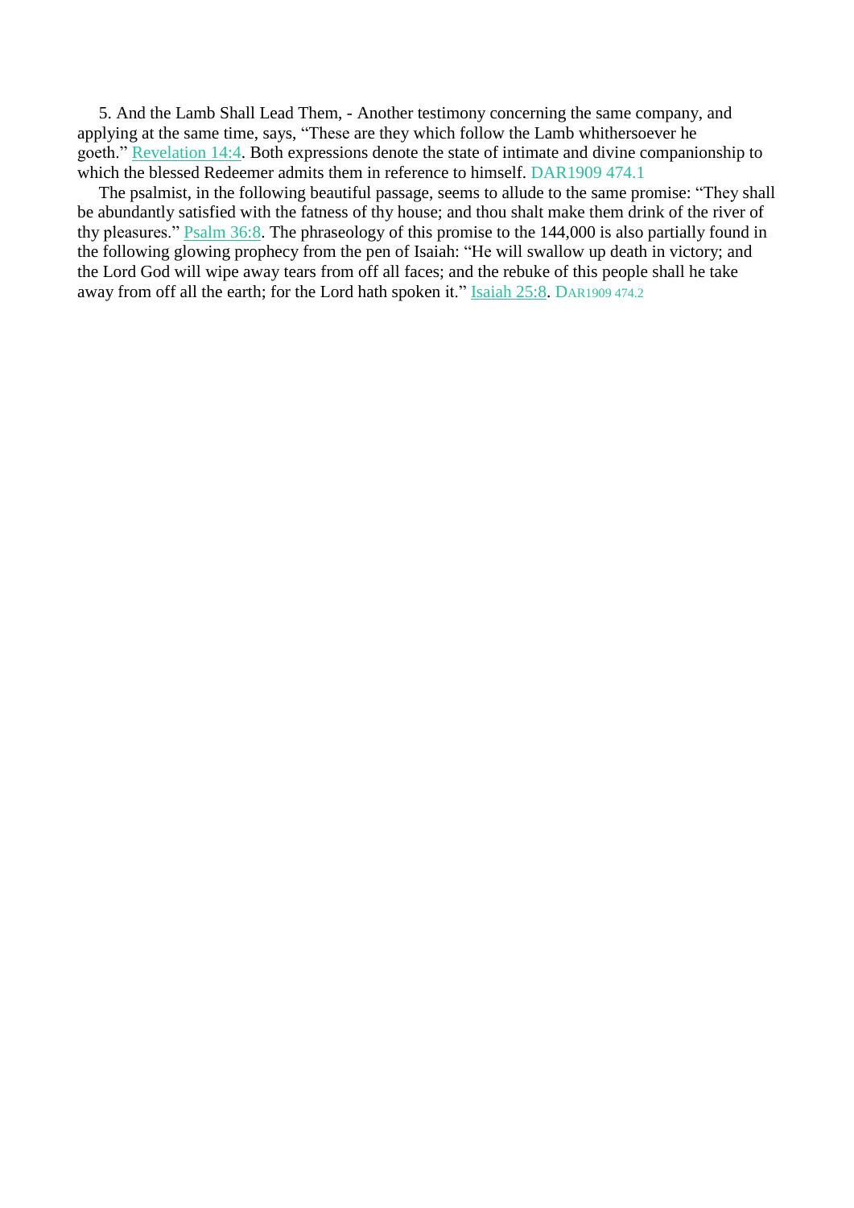5. And the Lamb Shall Lead Them, - Another testimony concerning the same company, and applying at the same time, says, “These are they which follow the Lamb whithersoever he goeth.” Revelation 14:4. Both expressions denote the state of intimate and divine companionship to which the blessed Redeemer admits them in reference to himself. DAR1909 474.1

The psalmist, in the following beautiful passage, seems to allude to the same promise: “They shall be abundantly satisfied with the fatness of thy house; and thou shalt make them drink of the river of thy pleasures.” Psalm 36:8. The phraseology of this promise to the 144,000 is also partially found in the following glowing prophecy from the pen of Isaiah: “He will swallow up death in victory; and the Lord God will wipe away tears from off all faces; and the rebuke of this people shall he take away from off all the earth; for the Lord hath spoken it.” Isaiah 25:8. DAR1909 474.2